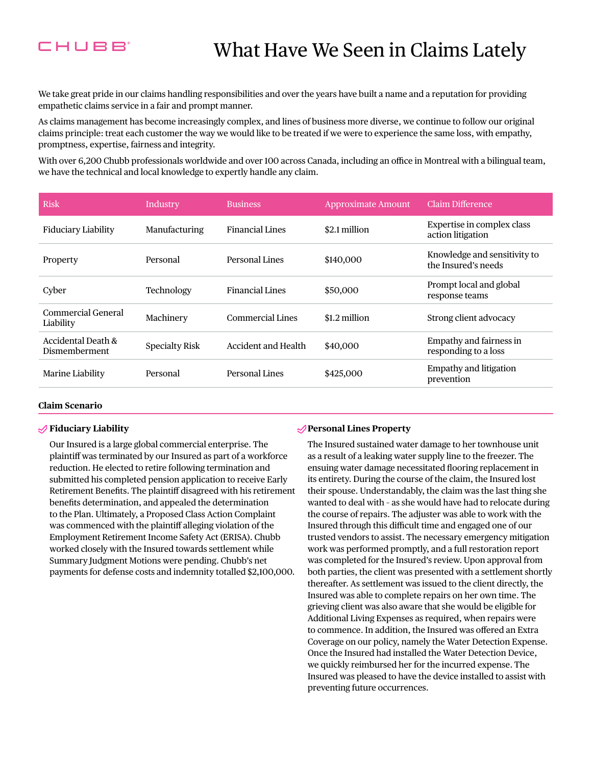# What Have We Seen in Claims Lately

We take great pride in our claims handling responsibilities and over the years have built a name and a reputation for providing empathetic claims service in a fair and prompt manner.

As claims management has become increasingly complex, and lines of business more diverse, we continue to follow our original claims principle: treat each customer the way we would like to be treated if we were to experience the same loss, with empathy, promptness, expertise, fairness and integrity.

With over 6,200 Chubb professionals worldwide and over 100 across Canada, including an office in Montreal with a bilingual team, we have the technical and local knowledge to expertly handle any claim.

| Risk | Industry | Business | Approximate Amount | Claim Difference |
|---|---|---|---|---|
| Fiduciary Liability | Manufacturing | Financial Lines | $2.1 million | Expertise in complex class action litigation |
| Property | Personal | Personal Lines | $140,000 | Knowledge and sensitivity to the Insured's needs |
| Cyber | Technology | Financial Lines | $50,000 | Prompt local and global response teams |
| Commercial General Liability | Machinery | Commercial Lines | $1.2 million | Strong client advocacy |
| Accidental Death & Dismemberment | Specialty Risk | Accident and Health | $40,000 | Empathy and fairness in responding to a loss |
| Marine Liability | Personal | Personal Lines | $425,000 | Empathy and litigation prevention |

## Claim Scenario

### Fiduciary Liability

Our Insured is a large global commercial enterprise. The plaintiff was terminated by our Insured as part of a workforce reduction. He elected to retire following termination and submitted his completed pension application to receive Early Retirement Benefits. The plaintiff disagreed with his retirement benefits determination, and appealed the determination to the Plan. Ultimately, a Proposed Class Action Complaint was commenced with the plaintiff alleging violation of the Employment Retirement Income Safety Act (ERISA). Chubb worked closely with the Insured towards settlement while Summary Judgment Motions were pending. Chubb's net payments for defense costs and indemnity totalled $2,100,000.

### Personal Lines Property

The Insured sustained water damage to her townhouse unit as a result of a leaking water supply line to the freezer. The ensuing water damage necessitated flooring replacement in its entirety. During the course of the claim, the Insured lost their spouse. Understandably, the claim was the last thing she wanted to deal with - as she would have had to relocate during the course of repairs. The adjuster was able to work with the Insured through this difficult time and engaged one of our trusted vendors to assist. The necessary emergency mitigation work was performed promptly, and a full restoration report was completed for the Insured's review. Upon approval from both parties, the client was presented with a settlement shortly thereafter. As settlement was issued to the client directly, the Insured was able to complete repairs on her own time. The grieving client was also aware that she would be eligible for Additional Living Expenses as required, when repairs were to commence. In addition, the Insured was offered an Extra Coverage on our policy, namely the Water Detection Expense. Once the Insured had installed the Water Detection Device, we quickly reimbursed her for the incurred expense. The Insured was pleased to have the device installed to assist with preventing future occurrences.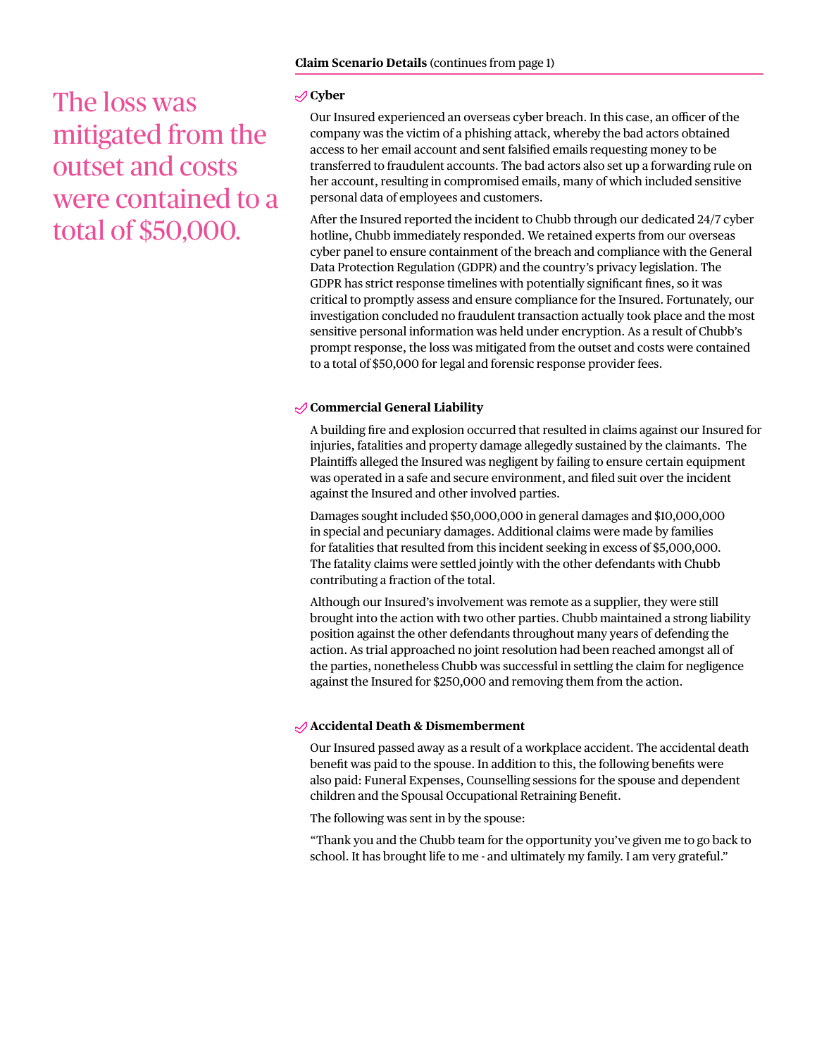**Claim Scenario Details** (continues from page 1)

The loss was mitigated from the outset and costs were contained to a total of $50,000.

### Cyber

Our Insured experienced an overseas cyber breach. In this case, an officer of the company was the victim of a phishing attack, whereby the bad actors obtained access to her email account and sent falsified emails requesting money to be transferred to fraudulent accounts. The bad actors also set up a forwarding rule on her account, resulting in compromised emails, many of which included sensitive personal data of employees and customers.

After the Insured reported the incident to Chubb through our dedicated 24/7 cyber hotline, Chubb immediately responded. We retained experts from our overseas cyber panel to ensure containment of the breach and compliance with the General Data Protection Regulation (GDPR) and the country's privacy legislation. The GDPR has strict response timelines with potentially significant fines, so it was critical to promptly assess and ensure compliance for the Insured. Fortunately, our investigation concluded no fraudulent transaction actually took place and the most sensitive personal information was held under encryption. As a result of Chubb's prompt response, the loss was mitigated from the outset and costs were contained to a total of $50,000 for legal and forensic response provider fees.

### Commercial General Liability

A building fire and explosion occurred that resulted in claims against our Insured for injuries, fatalities and property damage allegedly sustained by the claimants. The Plaintiffs alleged the Insured was negligent by failing to ensure certain equipment was operated in a safe and secure environment, and filed suit over the incident against the Insured and other involved parties.

Damages sought included $50,000,000 in general damages and $10,000,000 in special and pecuniary damages. Additional claims were made by families for fatalities that resulted from this incident seeking in excess of $5,000,000. The fatality claims were settled jointly with the other defendants with Chubb contributing a fraction of the total.

Although our Insured's involvement was remote as a supplier, they were still brought into the action with two other parties. Chubb maintained a strong liability position against the other defendants throughout many years of defending the action. As trial approached no joint resolution had been reached amongst all of the parties, nonetheless Chubb was successful in settling the claim for negligence against the Insured for $250,000 and removing them from the action.

### Accidental Death & Dismemberment

Our Insured passed away as a result of a workplace accident. The accidental death benefit was paid to the spouse. In addition to this, the following benefits were also paid: Funeral Expenses, Counselling sessions for the spouse and dependent children and the Spousal Occupational Retraining Benefit.

The following was sent in by the spouse:

"Thank you and the Chubb team for the opportunity you've given me to go back to school. It has brought life to me - and ultimately my family. I am very grateful."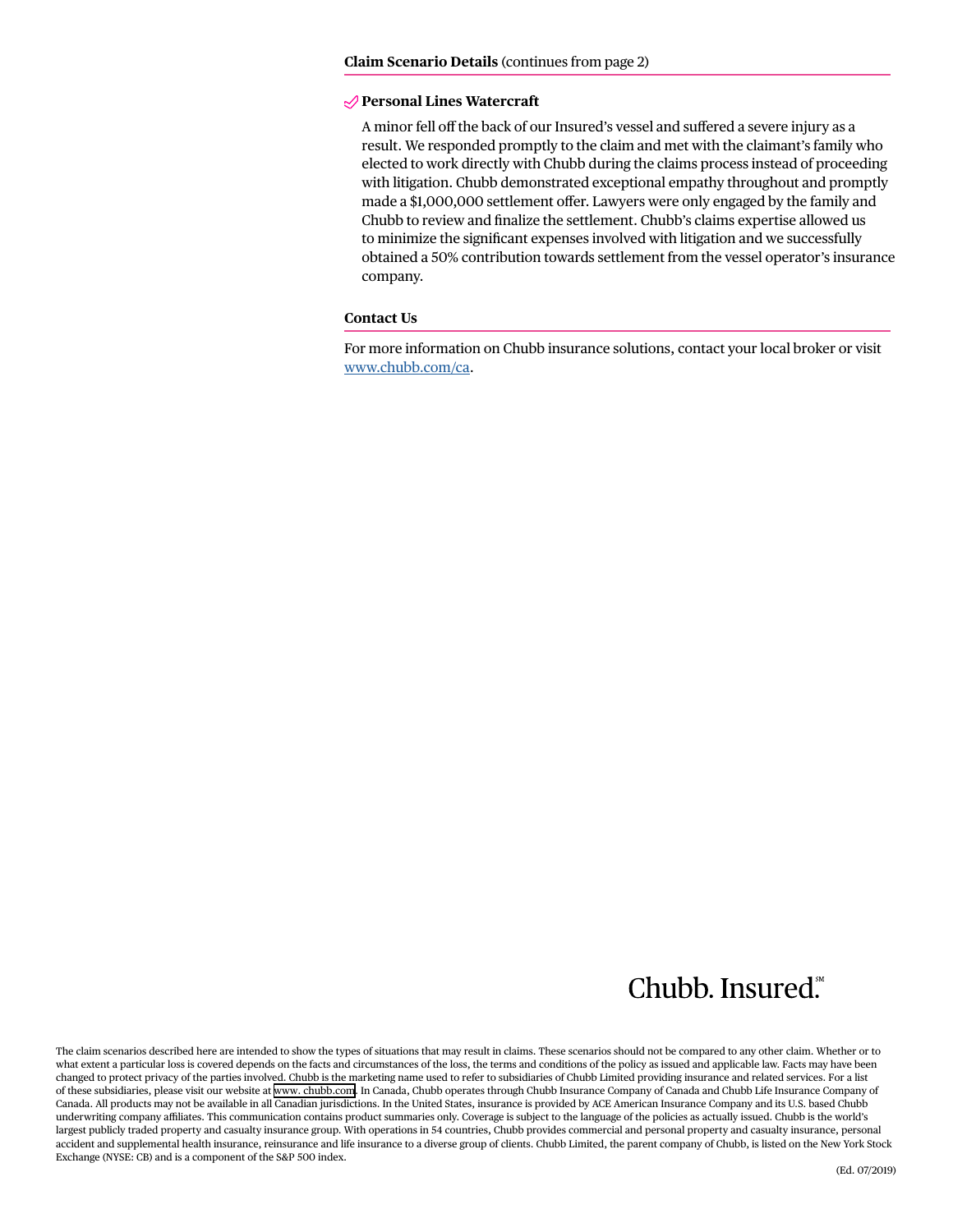**Claim Scenario Details** (continues from page 2)

### Personal Lines Watercraft

A minor fell off the back of our Insured's vessel and suffered a severe injury as a result. We responded promptly to the claim and met with the claimant's family who elected to work directly with Chubb during the claims process instead of proceeding with litigation. Chubb demonstrated exceptional empathy throughout and promptly made a $1,000,000 settlement offer. Lawyers were only engaged by the family and Chubb to review and finalize the settlement. Chubb's claims expertise allowed us to minimize the significant expenses involved with litigation and we successfully obtained a 50% contribution towards settlement from the vessel operator's insurance company.

**Contact Us**

For more information on Chubb insurance solutions, contact your local broker or visit www.chubb.com/ca.

Chubb. Insured.℠

The claim scenarios described here are intended to show the types of situations that may result in claims. These scenarios should not be compared to any other claim. Whether or to what extent a particular loss is covered depends on the facts and circumstances of the loss, the terms and conditions of the policy as issued and applicable law. Facts may have been changed to protect privacy of the parties involved. Chubb is the marketing name used to refer to subsidiaries of Chubb Limited providing insurance and related services. For a list of these subsidiaries, please visit our website at www. chubb.com. In Canada, Chubb operates through Chubb Insurance Company of Canada and Chubb Life Insurance Company of Canada. All products may not be available in all Canadian jurisdictions. In the United States, insurance is provided by ACE American Insurance Company and its U.S. based Chubb underwriting company affiliates. This communication contains product summaries only. Coverage is subject to the language of the policies as actually issued. Chubb is the world's largest publicly traded property and casualty insurance group. With operations in 54 countries, Chubb provides commercial and personal property and casualty insurance, personal accident and supplemental health insurance, reinsurance and life insurance to a diverse group of clients. Chubb Limited, the parent company of Chubb, is listed on the New York Stock Exchange (NYSE: CB) and is a component of the S&P 500 index.

(Ed. 07/2019)